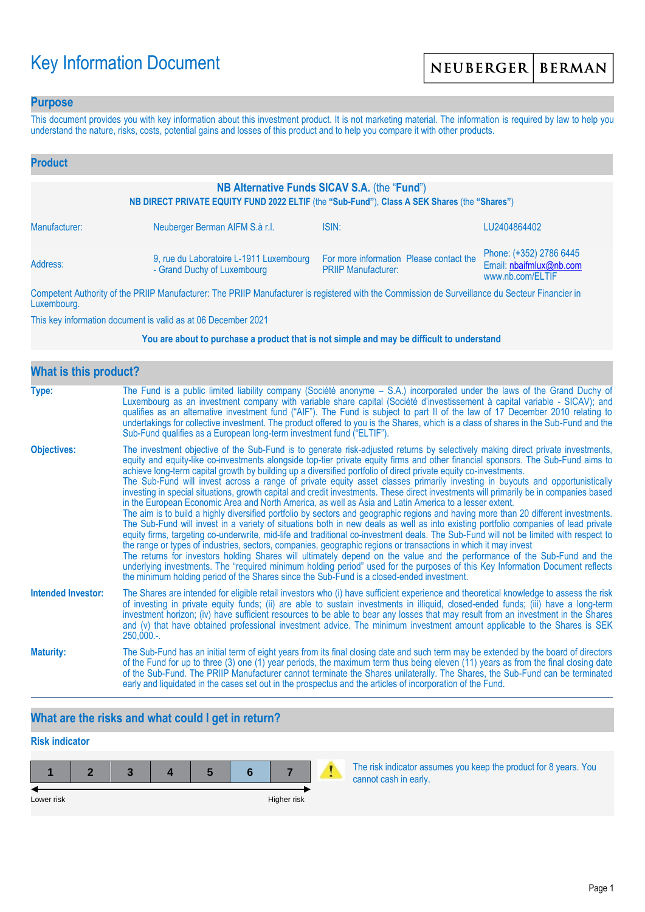# Key Information Document

NEUBERGER | BERMAN

## Purpose

This document provides you with key information about this investment product. It is not marketing material. The information is required by law to help you understand the nature, risks, costs, potential gains and losses of this product and to help you compare it with other products.

## Product

**NB Alternative Funds SICAV S.A.** (the "**Fund**")

**NB DIRECT PRIVATE EQUITY FUND 2022 ELTIF** (the **"Sub-Fund"**), **Class A SEK Shares** (the **"Shares"**)

| | | | |
|---|---|---|---|
| Manufacturer: | Neuberger Berman AIFM S.à r.l. | ISIN: | LU2404864402 |
| Address: | 9, rue du Laboratoire L-1911 Luxembourg - Grand Duchy of Luxembourg | For more information Please contact the PRIIP Manufacturer: | Phone: (+352) 2786 6445<br>Email: nbaifmlux@nb.com<br>www.nb.com/ELTIF |

Competent Authority of the PRIIP Manufacturer: The PRIIP Manufacturer is registered with the Commission de Surveillance du Secteur Financier in Luxembourg.

This key information document is valid as at 06 December 2021

**You are about to purchase a product that is not simple and may be difficult to understand**

## What is this product?

**Type:** The Fund is a public limited liability company (Société anonyme – S.A.) incorporated under the laws of the Grand Duchy of Luxembourg as an investment company with variable share capital (Société d'investissement à capital variable - SICAV); and qualifies as an alternative investment fund ("AIF"). The Fund is subject to part II of the law of 17 December 2010 relating to undertakings for collective investment. The product offered to you is the Shares, which is a class of shares in the Sub-Fund and the Sub-Fund qualifies as a European long-term investment fund ("ELTIF").

**Objectives:** The investment objective of the Sub-Fund is to generate risk-adjusted returns by selectively making direct private investments, equity and equity-like co-investments alongside top-tier private equity firms and other financial sponsors. The Sub-Fund aims to achieve long-term capital growth by building up a diversified portfolio of direct private equity co-investments.
The Sub-Fund will invest across a range of private equity asset classes primarily investing in buyouts and opportunistically investing in special situations, growth capital and credit investments. These direct investments will primarily be in companies based in the European Economic Area and North America, as well as Asia and Latin America to a lesser extent.
The aim is to build a highly diversified portfolio by sectors and geographic regions and having more than 20 different investments. The Sub-Fund will invest in a variety of situations both in new deals as well as into existing portfolio companies of lead private equity firms, targeting co-underwrite, mid-life and traditional co-investment deals. The Sub-Fund will not be limited with respect to the range or types of industries, sectors, companies, geographic regions or transactions in which it may invest
The returns for investors holding Shares will ultimately depend on the value and the performance of the Sub-Fund and the underlying investments. The "required minimum holding period" used for the purposes of this Key Information Document reflects the minimum holding period of the Shares since the Sub-Fund is a closed-ended investment.

**Intended Investor:** The Shares are intended for eligible retail investors who (i) have sufficient experience and theoretical knowledge to assess the risk of investing in private equity funds; (ii) are able to sustain investments in illiquid, closed-ended funds; (iii) have a long-term investment horizon; (iv) have sufficient resources to be able to bear any losses that may result from an investment in the Shares and (v) that have obtained professional investment advice. The minimum investment amount applicable to the Shares is SEK 250,000.-.

**Maturity:** The Sub-Fund has an initial term of eight years from its final closing date and such term may be extended by the board of directors of the Fund for up to three (3) one (1) year periods, the maximum term thus being eleven (11) years as from the final closing date of the Sub-Fund. The PRIIP Manufacturer cannot terminate the Shares unilaterally. The Shares, the Sub-Fund can be terminated early and liquidated in the cases set out in the prospectus and the articles of incorporation of the Fund.

## What are the risks and what could I get in return?

### Risk indicator

| 1 | 2 | 3 | 4 | 5 | **6** | 7 |
|---|---|---|---|---|---|---|

Lower risk ← → Higher risk

The risk indicator assumes you keep the product for 8 years. You cannot cash in early.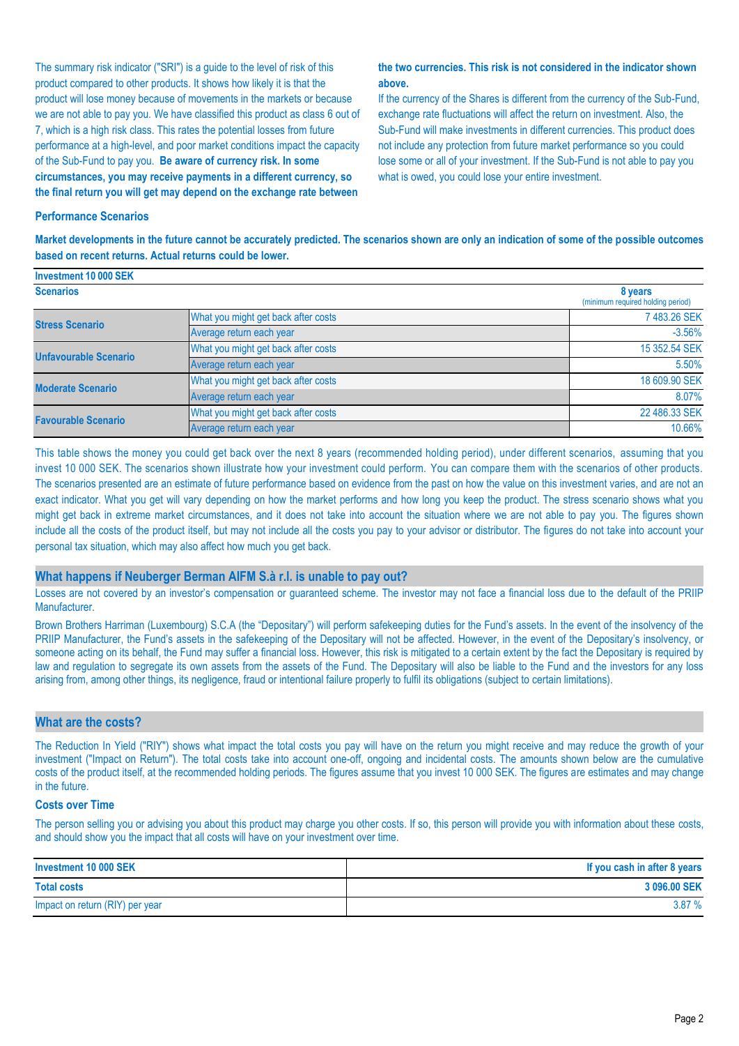The summary risk indicator ("SRI") is a guide to the level of risk of this product compared to other products. It shows how likely it is that the product will lose money because of movements in the markets or because we are not able to pay you. We have classified this product as class 6 out of 7, which is a high risk class. This rates the potential losses from future performance at a high-level, and poor market conditions impact the capacity of the Sub-Fund to pay you. **Be aware of currency risk. In some circumstances, you may receive payments in a different currency, so the final return you will get may depend on the exchange rate between the two currencies. This risk is not considered in the indicator shown above.**

If the currency of the Shares is different from the currency of the Sub-Fund, exchange rate fluctuations will affect the return on investment. Also, the Sub-Fund will make investments in different currencies. This product does not include any protection from future market performance so you could lose some or all of your investment. If the Sub-Fund is not able to pay you what is owed, you could lose your entire investment.

### Performance Scenarios

**Market developments in the future cannot be accurately predicted. The scenarios shown are only an indication of some of the possible outcomes based on recent returns. Actual returns could be lower.**

| Investment 10 000 SEK | | |
|---|---|---|
| **Scenarios** | | **8 years** (minimum required holding period) |
| **Stress Scenario** | What you might get back after costs | 7 483.26 SEK |
| | Average return each year | -3.56% |
| **Unfavourable Scenario** | What you might get back after costs | 15 352.54 SEK |
| | Average return each year | 5.50% |
| **Moderate Scenario** | What you might get back after costs | 18 609.90 SEK |
| | Average return each year | 8.07% |
| **Favourable Scenario** | What you might get back after costs | 22 486.33 SEK |
| | Average return each year | 10.66% |

This table shows the money you could get back over the next 8 years (recommended holding period), under different scenarios, assuming that you invest 10 000 SEK. The scenarios shown illustrate how your investment could perform. You can compare them with the scenarios of other products. The scenarios presented are an estimate of future performance based on evidence from the past on how the value on this investment varies, and are not an exact indicator. What you get will vary depending on how the market performs and how long you keep the product. The stress scenario shows what you might get back in extreme market circumstances, and it does not take into account the situation where we are not able to pay you. The figures shown include all the costs of the product itself, but may not include all the costs you pay to your advisor or distributor. The figures do not take into account your personal tax situation, which may also affect how much you get back.

## What happens if Neuberger Berman AIFM S.à r.l. is unable to pay out?

Losses are not covered by an investor's compensation or guaranteed scheme. The investor may not face a financial loss due to the default of the PRIIP Manufacturer.

Brown Brothers Harriman (Luxembourg) S.C.A (the "Depositary") will perform safekeeping duties for the Fund's assets. In the event of the insolvency of the PRIIP Manufacturer, the Fund's assets in the safekeeping of the Depositary will not be affected. However, in the event of the Depositary's insolvency, or someone acting on its behalf, the Fund may suffer a financial loss. However, this risk is mitigated to a certain extent by the fact the Depositary is required by law and regulation to segregate its own assets from the assets of the Fund. The Depositary will also be liable to the Fund and the investors for any loss arising from, among other things, its negligence, fraud or intentional failure properly to fulfil its obligations (subject to certain limitations).

## What are the costs?

The Reduction In Yield ("RIY") shows what impact the total costs you pay will have on the return you might receive and may reduce the growth of your investment ("Impact on Return"). The total costs take into account one-off, ongoing and incidental costs. The amounts shown below are the cumulative costs of the product itself, at the recommended holding periods. The figures assume that you invest 10 000 SEK. The figures are estimates and may change in the future.

### Costs over Time

The person selling you or advising you about this product may charge you other costs. If so, this person will provide you with information about these costs, and should show you the impact that all costs will have on your investment over time.

| Investment 10 000 SEK | If you cash in after 8 years |
|---|---|
| **Total costs** | **3 096.00 SEK** |
| Impact on return (RIY) per year | 3.87 % |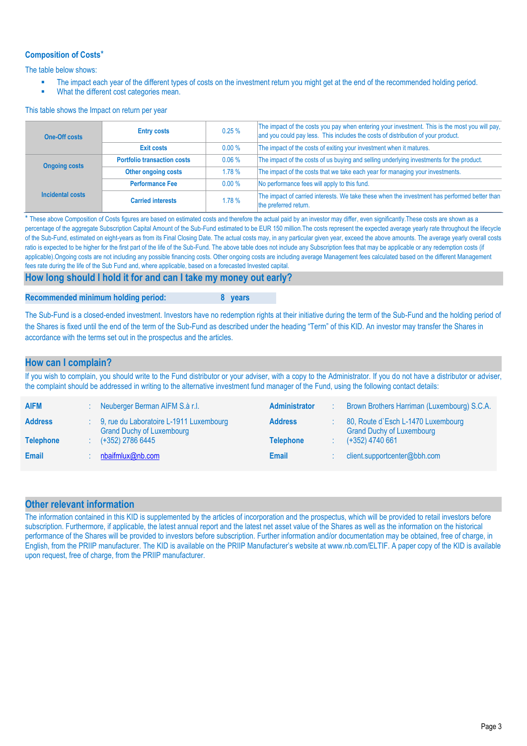## Composition of Costs*

The table below shows:

- The impact each year of the different types of costs on the investment return you might get at the end of the recommended holding period.
- What the different cost categories mean.

This table shows the Impact on return per year

| | | | |
|---|---|---|---|
| **One-Off costs** | **Entry costs** | 0.25 % | The impact of the costs you pay when entering your investment. This is the most you will pay, and you could pay less. This includes the costs of distribution of your product. |
| | **Exit costs** | 0.00 % | The impact of the costs of exiting your investment when it matures. |
| **Ongoing costs** | **Portfolio transaction costs** | 0.06 % | The impact of the costs of us buying and selling underlying investments for the product. |
| | **Other ongoing costs** | 1.78 % | The impact of the costs that we take each year for managing your investments. |
| **Incidental costs** | **Performance Fee** | 0.00 % | No performance fees will apply to this fund. |
| | **Carried interests** | 1.78 % | The impact of carried interests. We take these when the investment has performed better than the preferred return. |

* These above Composition of Costs figures are based on estimated costs and therefore the actual paid by an investor may differ, even significantly.These costs are shown as a percentage of the aggregate Subscription Capital Amount of the Sub-Fund estimated to be EUR 150 million.The costs represent the expected average yearly rate throughout the lifecycle of the Sub-Fund, estimated on eight-years as from its Final Closing Date. The actual costs may, in any particular given year, exceed the above amounts. The average yearly overall costs ratio is expected to be higher for the first part of the life of the Sub-Fund. The above table does not include any Subscription fees that may be applicable or any redemption costs (if applicable).Ongoing costs are not including any possible financing costs. Other ongoing costs are including average Management fees calculated based on the different Management fees rate during the life of the Sub Fund and, where applicable, based on a forecasted Invested capital.

## How long should I hold it for and can I take my money out early?

**Recommended minimum holding period: 8 years**

The Sub-Fund is a closed-ended investment. Investors have no redemption rights at their initiative during the term of the Sub-Fund and the holding period of the Shares is fixed until the end of the term of the Sub-Fund as described under the heading "Term" of this KID. An investor may transfer the Shares in accordance with the terms set out in the prospectus and the articles.

## How can I complain?

If you wish to complain, you should write to the Fund distributor or your adviser, with a copy to the Administrator. If you do not have a distributor or adviser, the complaint should be addressed in writing to the alternative investment fund manager of the Fund, using the following contact details:

| | | | | | |
|---|---|---|---|---|---|
| **AIFM** | : | Neuberger Berman AIFM S.à r.l. | **Administrator** | : | Brown Brothers Harriman (Luxembourg) S.C.A. |
| **Address** | : | 9, rue du Laboratoire L-1911 Luxembourg Grand Duchy of Luxembourg | **Address** | : | 80, Route d`Esch L-1470 Luxembourg Grand Duchy of Luxembourg |
| **Telephone** | : | (+352) 2786 6445 | **Telephone** | : | (+352) 4740 661 |
| **Email** | : | nbaifmlux@nb.com | **Email** | : | client.supportcenter@bbh.com |

## Other relevant information

The information contained in this KID is supplemented by the articles of incorporation and the prospectus, which will be provided to retail investors before subscription. Furthermore, if applicable, the latest annual report and the latest net asset value of the Shares as well as the information on the historical performance of the Shares will be provided to investors before subscription. Further information and/or documentation may be obtained, free of charge, in English, from the PRIIP manufacturer. The KID is available on the PRIIP Manufacturer's website at www.nb.com/ELTIF. A paper copy of the KID is available upon request, free of charge, from the PRIIP manufacturer.